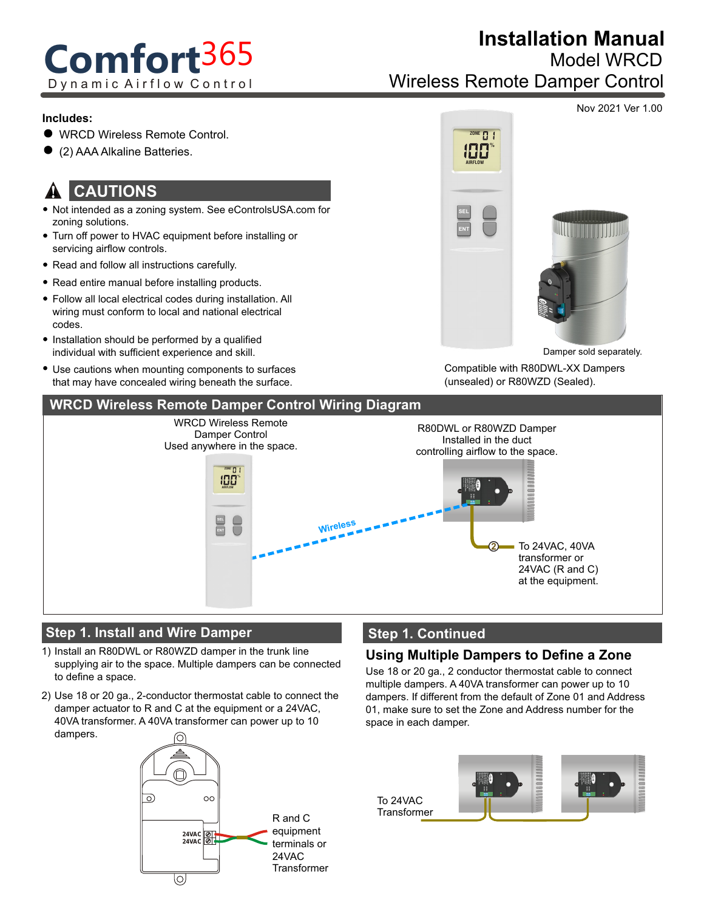# Comfort365

Dynamic Airflow Control

# Installation Manual

## Model WRCD

## Wireless Remote Damper Control

Nov 2021 Ver 1.00

**Includes:**

- WRCD Wireless Remote Control.
- (2) AAA Alkaline Batteries.

## CAUTIONS

- Not intended as a zoning system. See eControlsUSA.com for zoning solutions.
- Turn off power to HVAC equipment before installing or servicing airflow controls.
- Read and follow all instructions carefully.
- Read entire manual before installing products.
- Follow all local electrical codes during installation. All wiring must conform to local and national electrical codes.
- Installation should be performed by a qualified individual with sufficient experience and skill.
- Use cautions when mounting components to surfaces that may have concealed wiring beneath the surface.

Damper sold separately.

Compatible with R80DWL-XX Dampers (unsealed) or R80WZD (Sealed).

## WRCD Wireless Remote Damper Control Wiring Diagram

WRCD Wireless Remote Damper Control Used anywhere in the space.

Wireless

R80DWL or R80WZD Damper Installed in the duct controlling airflow to the space.

② To 24VAC, 40VA transformer or 24VAC (R and C) at the equipment.

## Step 1. Install and Wire Damper

1) Install an R80DWL or R80WZD damper in the trunk line supplying air to the space. Multiple dampers can be connected to define a space.
2) Use 18 or 20 ga., 2-conductor thermostat cable to connect the damper actuator to R and C at the equipment or a 24VAC, 40VA transformer. A 40VA transformer can power up to 10 dampers.

24VAC 24VAC

R and C equipment terminals or 24VAC Transformer

## Step 1. Continued

### Using Multiple Dampers to Define a Zone

Use 18 or 20 ga., 2 conductor thermostat cable to connect multiple dampers. A 40VA transformer can power up to 10 dampers. If different from the default of Zone 01 and Address 01, make sure to set the Zone and Address number for the space in each damper.

To 24VAC Transformer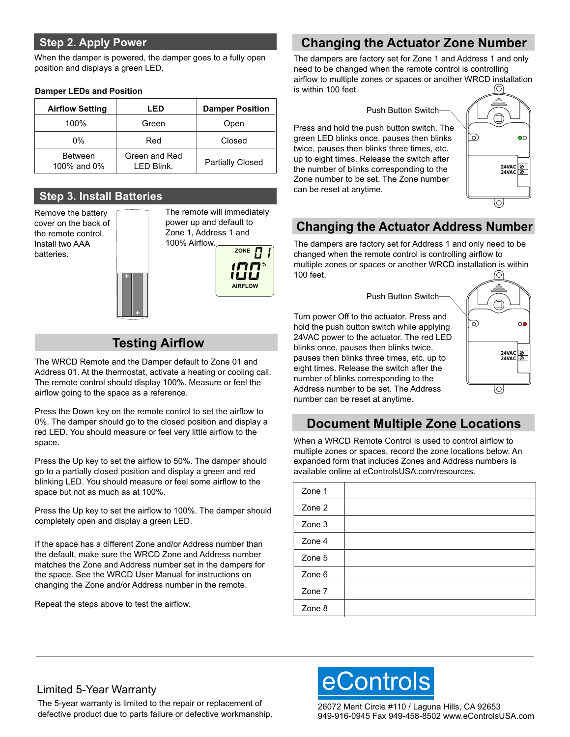## Step 2. Apply Power

When the damper is powered, the damper goes to a fully open position and displays a green LED.

**Damper LEDs and Position**

| Airflow Setting | LED | Damper Position |
|---|---|---|
| 100% | Green | Open |
| 0% | Red | Closed |
| Between 100% and 0% | Green and Red LED Blink. | Partially Closed |

## Step 3. Install Batteries

Remove the battery cover on the back of the remote control. Install two AAA batteries.

The remote will immediately power up and default to Zone 1, Address 1 and 100% Airflow.

ZONE 01
100 %
AIRFLOW

## Testing Airflow

The WRCD Remote and the Damper default to Zone 01 and Address 01. At the thermostat, activate a heating or cooling call. The remote control should display 100%. Measure or feel the airflow going to the space as a reference.

Press the Down key on the remote control to set the airflow to 0%. The damper should go to the closed position and display a red LED. You should measure or feel very little airflow to the space.

Press the Up key to set the airflow to 50%. The damper should go to a partially closed position and display a green and red blinking LED. You should measure or feel some airflow to the space but not as much as at 100%.

Press the Up key to set the airflow to 100%. The damper should completely open and display a green LED.

If the space has a different Zone and/or Address number than the default, make sure the WRCD Zone and Address number matches the Zone and Address number set in the dampers for the space. See the WRCD User Manual for instructions on changing the Zone and/or Address number in the remote.

Repeat the steps above to test the airflow.

## Changing the Actuator Zone Number

The dampers are factory set for Zone 1 and Address 1 and only need to be changed when the remote control is controlling airflow to multiple zones or spaces or another WRCD installation is within 100 feet.

Push Button Switch

Press and hold the push button switch. The green LED blinks once, pauses then blinks twice, pauses then blinks three times, etc. up to eight times. Release the switch after the number of blinks corresponding to the Zone number to be set. The Zone number can be reset at anytime.

24VAC
24VAC

## Changing the Actuator Address Number

The dampers are factory set for Address 1 and only need to be changed when the remote control is controlling airflow to multiple zones or spaces or another WRCD installation is within 100 feet.

Push Button Switch

Turn power Off to the actuator. Press and hold the push button switch while applying 24VAC power to the actuator. The red LED blinks once, pauses then blinks twice, pauses then blinks three times, etc. up to eight times. Release the switch after the number of blinks corresponding to the Address number to be set. The Address number can be reset at anytime.

24VAC
24VAC

## Document Multiple Zone Locations

When a WRCD Remote Control is used to control airflow to multiple zones or spaces, record the zone locations below. An expanded form that includes Zones and Address numbers is available online at eControlsUSA.com/resources.

| | |
|---|---|
| Zone 1 | |
| Zone 2 | |
| Zone 3 | |
| Zone 4 | |
| Zone 5 | |
| Zone 6 | |
| Zone 7 | |
| Zone 8 | |

### Limited 5-Year Warranty

The 5-year warranty is limited to the repair or replacement of defective product due to parts failure or defective workmanship.

eControls

26072 Merit Circle #110 / Laguna Hills, CA 92653
949-916-0945 Fax 949-458-8502 www.eControlsUSA.com